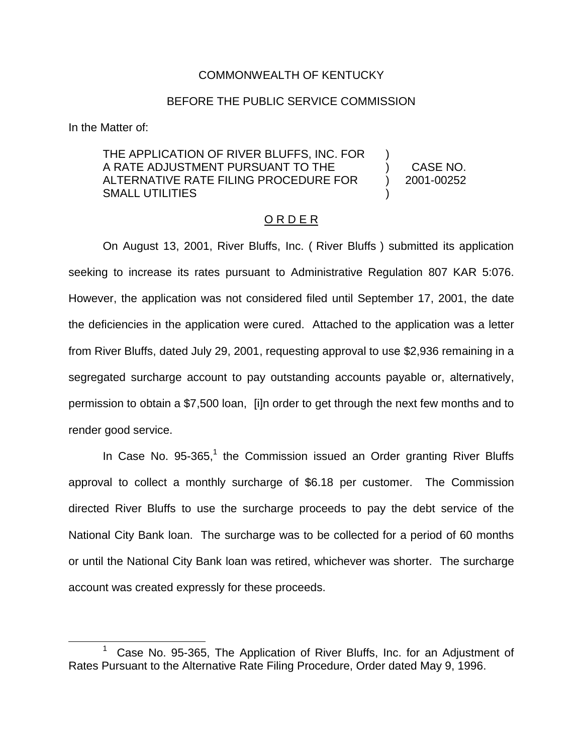COMMONWEALTH OF KENTUCKY

BEFORE THE PUBLIC SERVICE COMMISSION

In the Matter of:

| | | |
|---|---|---|
| THE APPLICATION OF RIVER BLUFFS, INC. FOR A RATE ADJUSTMENT PURSUANT TO THE ALTERNATIVE RATE FILING PROCEDURE FOR SMALL UTILITIES | ) ) ) ) | CASE NO. 2001-00252 |

## O R D E R

On August 13, 2001, River Bluffs, Inc. ( River Bluffs ) submitted its application seeking to increase its rates pursuant to Administrative Regulation 807 KAR 5:076. However, the application was not considered filed until September 17, 2001, the date the deficiencies in the application were cured. Attached to the application was a letter from River Bluffs, dated July 29, 2001, requesting approval to use $2,936 remaining in a segregated surcharge account to pay outstanding accounts payable or, alternatively, permission to obtain a $7,500 loan, [i]n order to get through the next few months and to render good service.

In Case No. 95-365,[1] the Commission issued an Order granting River Bluffs approval to collect a monthly surcharge of $6.18 per customer. The Commission directed River Bluffs to use the surcharge proceeds to pay the debt service of the National City Bank loan. The surcharge was to be collected for a period of 60 months or until the National City Bank loan was retired, whichever was shorter. The surcharge account was created expressly for these proceeds.

[1] Case No. 95-365, The Application of River Bluffs, Inc. for an Adjustment of Rates Pursuant to the Alternative Rate Filing Procedure, Order dated May 9, 1996.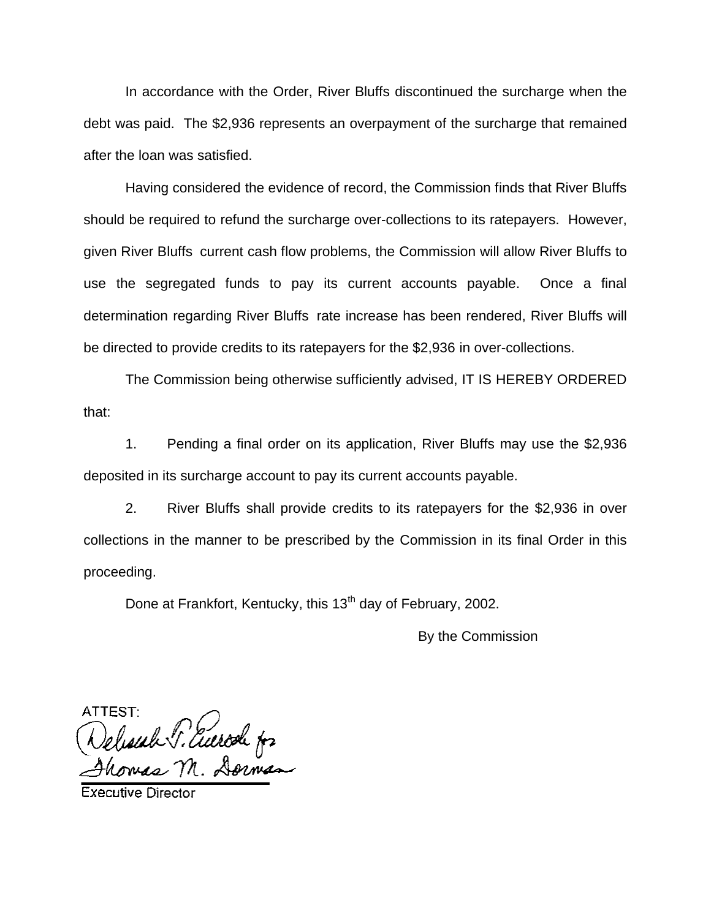In accordance with the Order, River Bluffs discontinued the surcharge when the debt was paid. The $2,936 represents an overpayment of the surcharge that remained after the loan was satisfied.

Having considered the evidence of record, the Commission finds that River Bluffs should be required to refund the surcharge over-collections to its ratepayers. However, given River Bluffs current cash flow problems, the Commission will allow River Bluffs to use the segregated funds to pay its current accounts payable. Once a final determination regarding River Bluffs rate increase has been rendered, River Bluffs will be directed to provide credits to its ratepayers for the $2,936 in over-collections.

The Commission being otherwise sufficiently advised, IT IS HEREBY ORDERED that:

1. Pending a final order on its application, River Bluffs may use the $2,936 deposited in its surcharge account to pay its current accounts payable.

2. River Bluffs shall provide credits to its ratepayers for the $2,936 in over collections in the manner to be prescribed by the Commission in its final Order in this proceeding.

Done at Frankfort, Kentucky, this 13th day of February, 2002.

By the Commission

ATTEST:

Deborah T. Eversole for Thomas M. Dorman

Executive Director